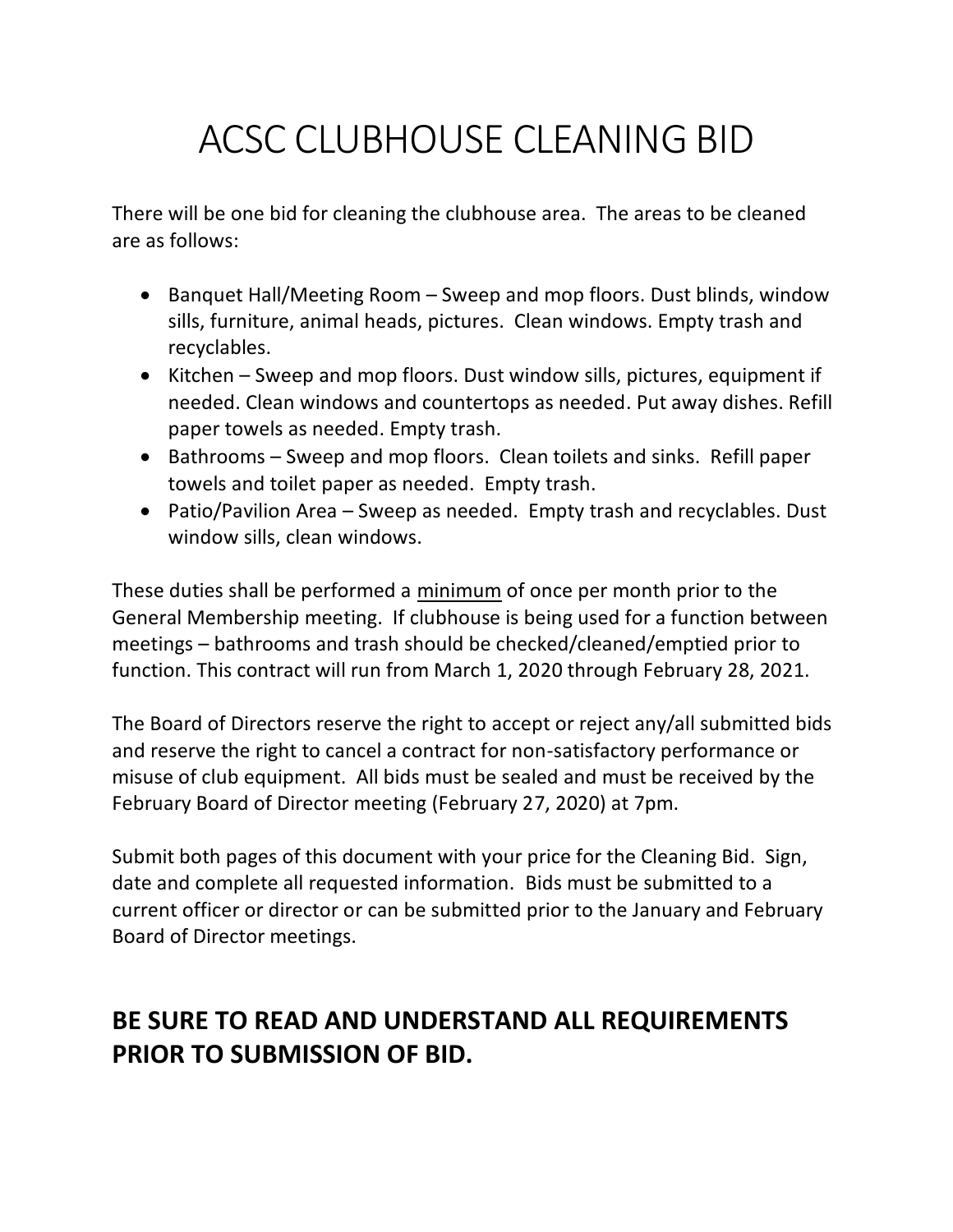# ACSC CLUBHOUSE CLEANING BID

There will be one bid for cleaning the clubhouse area. The areas to be cleaned are as follows:

- Banquet Hall/Meeting Room – Sweep and mop floors. Dust blinds, window sills, furniture, animal heads, pictures. Clean windows. Empty trash and recyclables.
- Kitchen – Sweep and mop floors. Dust window sills, pictures, equipment if needed. Clean windows and countertops as needed. Put away dishes. Refill paper towels as needed. Empty trash.
- Bathrooms – Sweep and mop floors. Clean toilets and sinks. Refill paper towels and toilet paper as needed. Empty trash.
- Patio/Pavilion Area – Sweep as needed. Empty trash and recyclables. Dust window sills, clean windows.

These duties shall be performed a <u>minimum</u> of once per month prior to the General Membership meeting. If clubhouse is being used for a function between meetings – bathrooms and trash should be checked/cleaned/emptied prior to function. This contract will run from March 1, 2020 through February 28, 2021.

The Board of Directors reserve the right to accept or reject any/all submitted bids and reserve the right to cancel a contract for non-satisfactory performance or misuse of club equipment. All bids must be sealed and must be received by the February Board of Director meeting (February 27, 2020) at 7pm.

Submit both pages of this document with your price for the Cleaning Bid. Sign, date and complete all requested information. Bids must be submitted to a current officer or director or can be submitted prior to the January and February Board of Director meetings.

## **BE SURE TO READ AND UNDERSTAND ALL REQUIREMENTS PRIOR TO SUBMISSION OF BID.**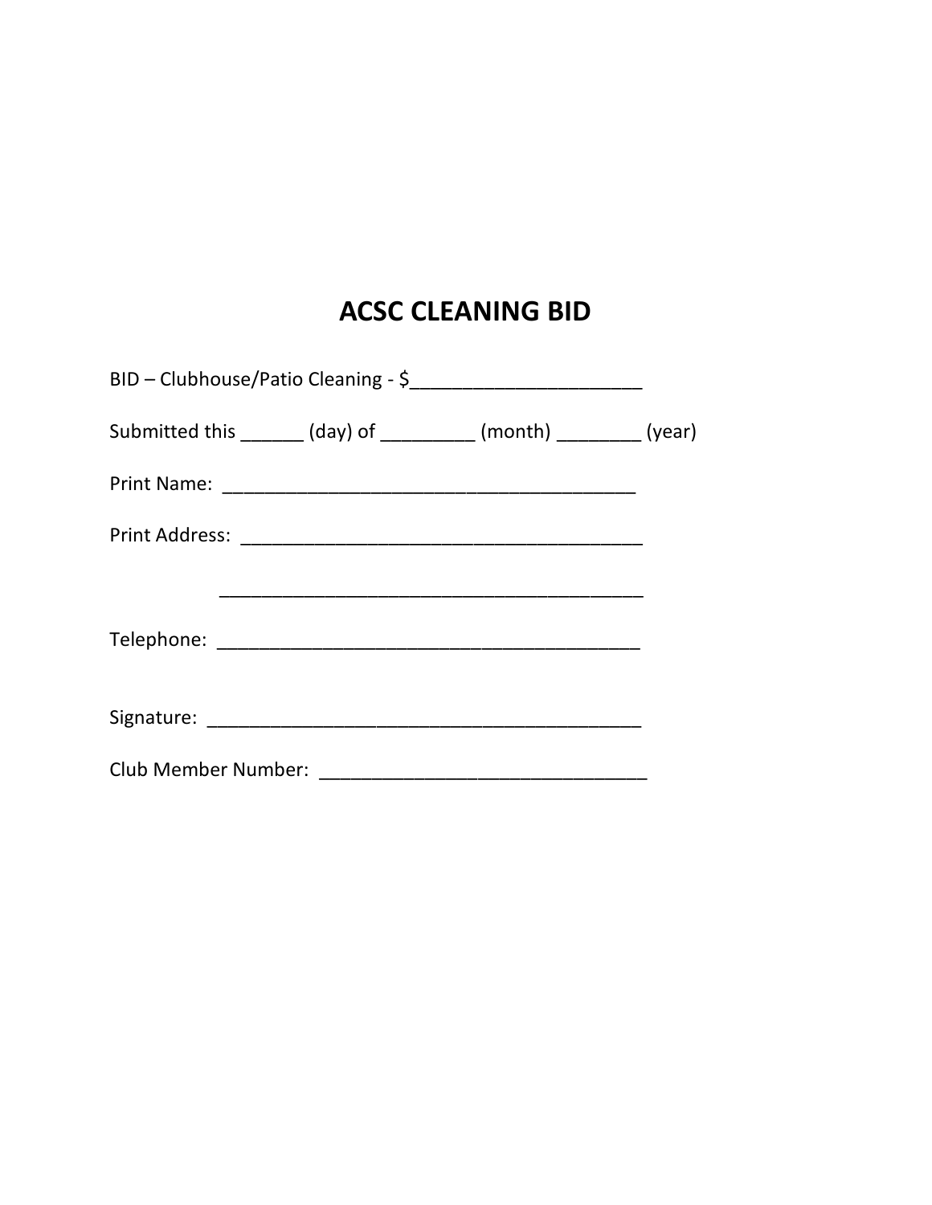# ACSC CLEANING BID

BID – Clubhouse/Patio Cleaning - $______________________

Submitted this ______ (day) of _________ (month) ________ (year)

Print Name: ________________________________________

Print Address: ______________________________________

______________________________________

Telephone: _________________________________________

Signature: __________________________________________

Club Member Number: _______________________________